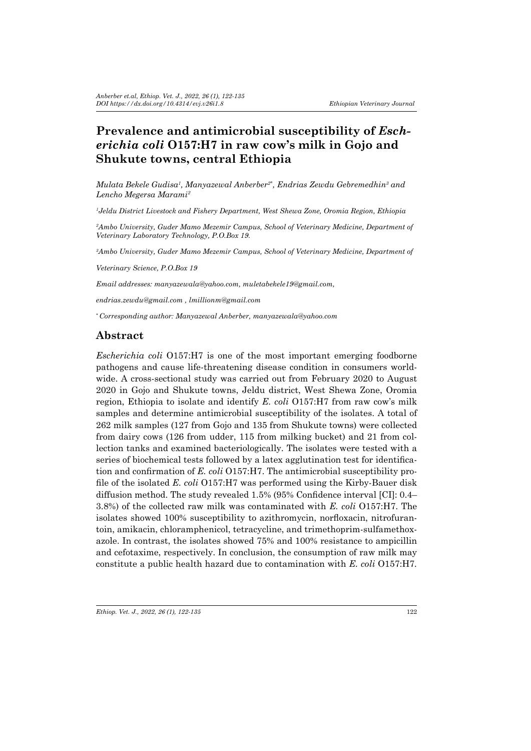# Prevalence and antimicrobial susceptibility of *Escherichia coli* O157:H7 in raw cow's milk in Gojo and Shukute towns, central Ethiopia

*Mulata Bekele Gudisa[1], Manyazewal Anberber[2*], Endrias Zewdu Gebremedhin[3] and Lencho Megersa Marami[2]*

[1]*Jeldu District Livestock and Fishery Department, West Shewa Zone, Oromia Region, Ethiopia*

[2]*Ambo University, Guder Mamo Mezemir Campus, School of Veterinary Medicine, Department of Veterinary Laboratory Technology, P.O.Box 19.*

[3]*Ambo University, Guder Mamo Mezemir Campus, School of Veterinary Medicine, Department of Veterinary Science, P.O.Box 19*

*Email addresses: manyazewala@yahoo.com, muletabekele19@gmail.com, endrias.zewdu@gmail.com , lmillionm@gmail.com*

[*] *Corresponding author: Manyazewal Anberber, manyazewala@yahoo.com*

## Abstract

*Escherichia coli* O157:H7 is one of the most important emerging foodborne pathogens and cause life-threatening disease condition in consumers worldwide. A cross-sectional study was carried out from February 2020 to August 2020 in Gojo and Shukute towns, Jeldu district, West Shewa Zone, Oromia region, Ethiopia to isolate and identify *E. coli* O157:H7 from raw cow's milk samples and determine antimicrobial susceptibility of the isolates. A total of 262 milk samples (127 from Gojo and 135 from Shukute towns) were collected from dairy cows (126 from udder, 115 from milking bucket) and 21 from collection tanks and examined bacteriologically. The isolates were tested with a series of biochemical tests followed by a latex agglutination test for identification and confirmation of *E. coli* O157:H7. The antimicrobial susceptibility profile of the isolated *E. coli* O157:H7 was performed using the Kirby-Bauer disk diffusion method. The study revealed 1.5% (95% Confidence interval [CI]: 0.4–3.8%) of the collected raw milk was contaminated with *E. coli* O157:H7. The isolates showed 100% susceptibility to azithromycin, norfloxacin, nitrofurantoin, amikacin, chloramphenicol, tetracycline, and trimethoprim-sulfamethoxazole. In contrast, the isolates showed 75% and 100% resistance to ampicillin and cefotaxime, respectively. In conclusion, the consumption of raw milk may constitute a public health hazard due to contamination with *E. coli* O157:H7.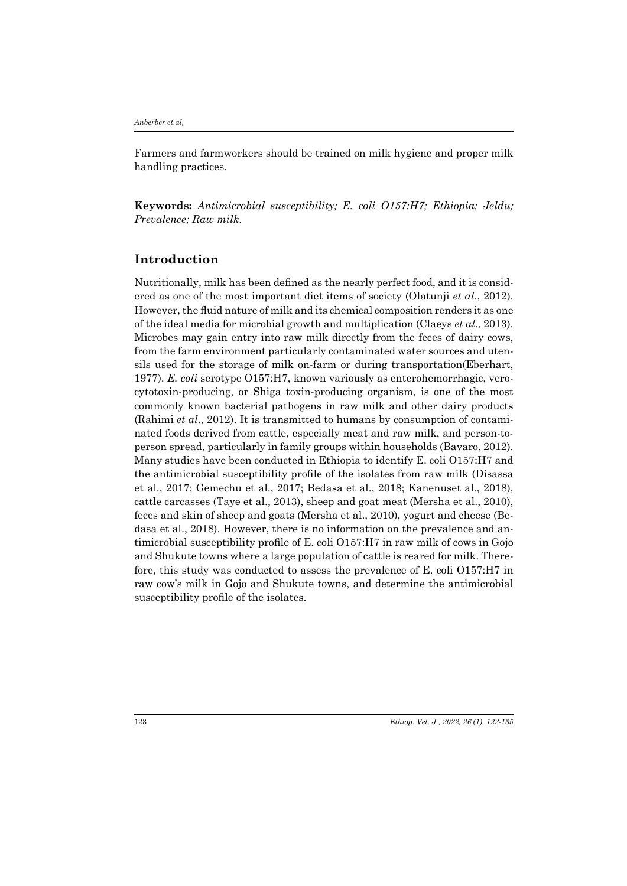Farmers and farmworkers should be trained on milk hygiene and proper milk handling practices.

**Keywords:** *Antimicrobial susceptibility; E. coli O157:H7; Ethiopia; Jeldu; Prevalence; Raw milk.*

## Introduction

Nutritionally, milk has been defined as the nearly perfect food, and it is considered as one of the most important diet items of society (Olatunji *et al*., 2012). However, the fluid nature of milk and its chemical composition renders it as one of the ideal media for microbial growth and multiplication (Claeys *et al*., 2013). Microbes may gain entry into raw milk directly from the feces of dairy cows, from the farm environment particularly contaminated water sources and utensils used for the storage of milk on-farm or during transportation(Eberhart, 1977). *E. coli* serotype O157:H7, known variously as enterohemorrhagic, verocytotoxin-producing, or Shiga toxin-producing organism, is one of the most commonly known bacterial pathogens in raw milk and other dairy products (Rahimi *et al*., 2012). It is transmitted to humans by consumption of contaminated foods derived from cattle, especially meat and raw milk, and person-to-person spread, particularly in family groups within households (Bavaro, 2012). Many studies have been conducted in Ethiopia to identify E. coli O157:H7 and the antimicrobial susceptibility profile of the isolates from raw milk (Disassa et al., 2017; Gemechu et al., 2017; Bedasa et al., 2018; Kanenuset al., 2018), cattle carcasses (Taye et al., 2013), sheep and goat meat (Mersha et al., 2010), feces and skin of sheep and goats (Mersha et al., 2010), yogurt and cheese (Bedasa et al., 2018). However, there is no information on the prevalence and antimicrobial susceptibility profile of E. coli O157:H7 in raw milk of cows in Gojo and Shukute towns where a large population of cattle is reared for milk. Therefore, this study was conducted to assess the prevalence of E. coli O157:H7 in raw cow's milk in Gojo and Shukute towns, and determine the antimicrobial susceptibility profile of the isolates.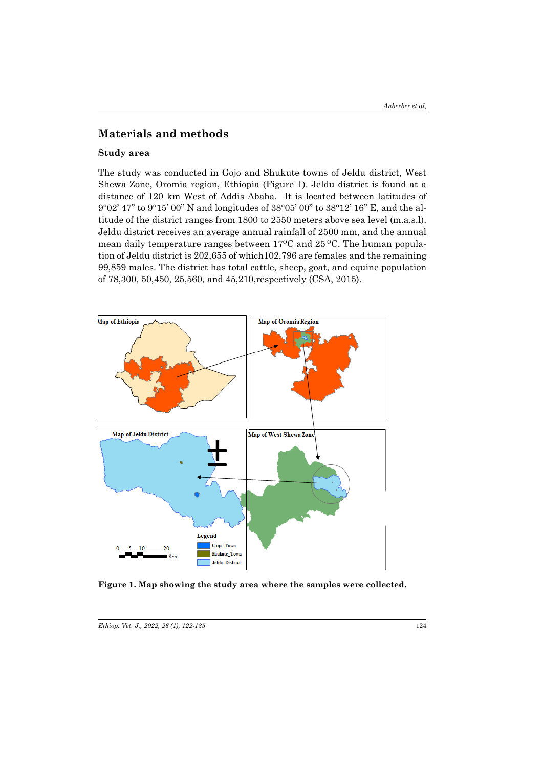## Materials and methods

### Study area

The study was conducted in Gojo and Shukute towns of Jeldu district, West Shewa Zone, Oromia region, Ethiopia (Figure 1). Jeldu district is found at a distance of 120 km West of Addis Ababa. It is located between latitudes of 9°02' 47" to 9°15' 00" N and longitudes of 38°05' 00" to 38°12' 16" E, and the altitude of the district ranges from 1800 to 2550 meters above sea level (m.a.s.l). Jeldu district receives an average annual rainfall of 2500 mm, and the annual mean daily temperature ranges between 17°C and 25 °C. The human population of Jeldu district is 202,655 of which102,796 are females and the remaining 99,859 males. The district has total cattle, sheep, goat, and equine population of 78,300, 50,450, 25,560, and 45,210,respectively (CSA, 2015).

**Figure 1. Map showing the study area where the samples were collected.**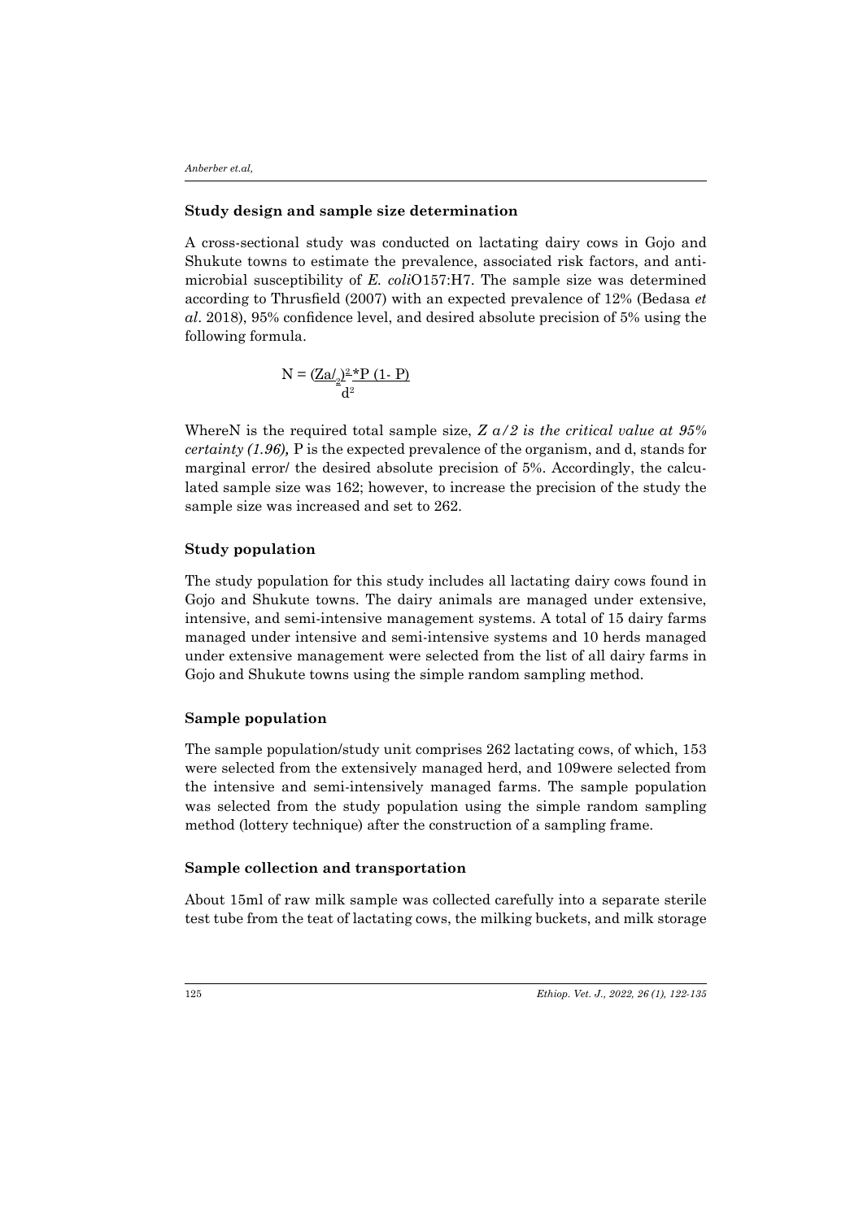**Study design and sample size determination**

A cross-sectional study was conducted on lactating dairy cows in Gojo and Shukute towns to estimate the prevalence, associated risk factors, and antimicrobial susceptibility of *E. coli*O157:H7. The sample size was determined according to Thrusfield (2007) with an expected prevalence of 12% (Bedasa *et al*. 2018), 95% confidence level, and desired absolute precision of 5% using the following formula.

$$N = \frac{(Z_{a/2})^2 * P(1-P)}{d^2}$$

WhereN is the required total sample size, *Z a/2 is the critical value at 95% certainty (1.96),* P is the expected prevalence of the organism, and d, stands for marginal error/ the desired absolute precision of 5%. Accordingly, the calculated sample size was 162; however, to increase the precision of the study the sample size was increased and set to 262.

**Study population**

The study population for this study includes all lactating dairy cows found in Gojo and Shukute towns. The dairy animals are managed under extensive, intensive, and semi-intensive management systems. A total of 15 dairy farms managed under intensive and semi-intensive systems and 10 herds managed under extensive management were selected from the list of all dairy farms in Gojo and Shukute towns using the simple random sampling method.

**Sample population**

The sample population/study unit comprises 262 lactating cows, of which, 153 were selected from the extensively managed herd, and 109were selected from the intensive and semi-intensively managed farms. The sample population was selected from the study population using the simple random sampling method (lottery technique) after the construction of a sampling frame.

**Sample collection and transportation**

About 15ml of raw milk sample was collected carefully into a separate sterile test tube from the teat of lactating cows, the milking buckets, and milk storage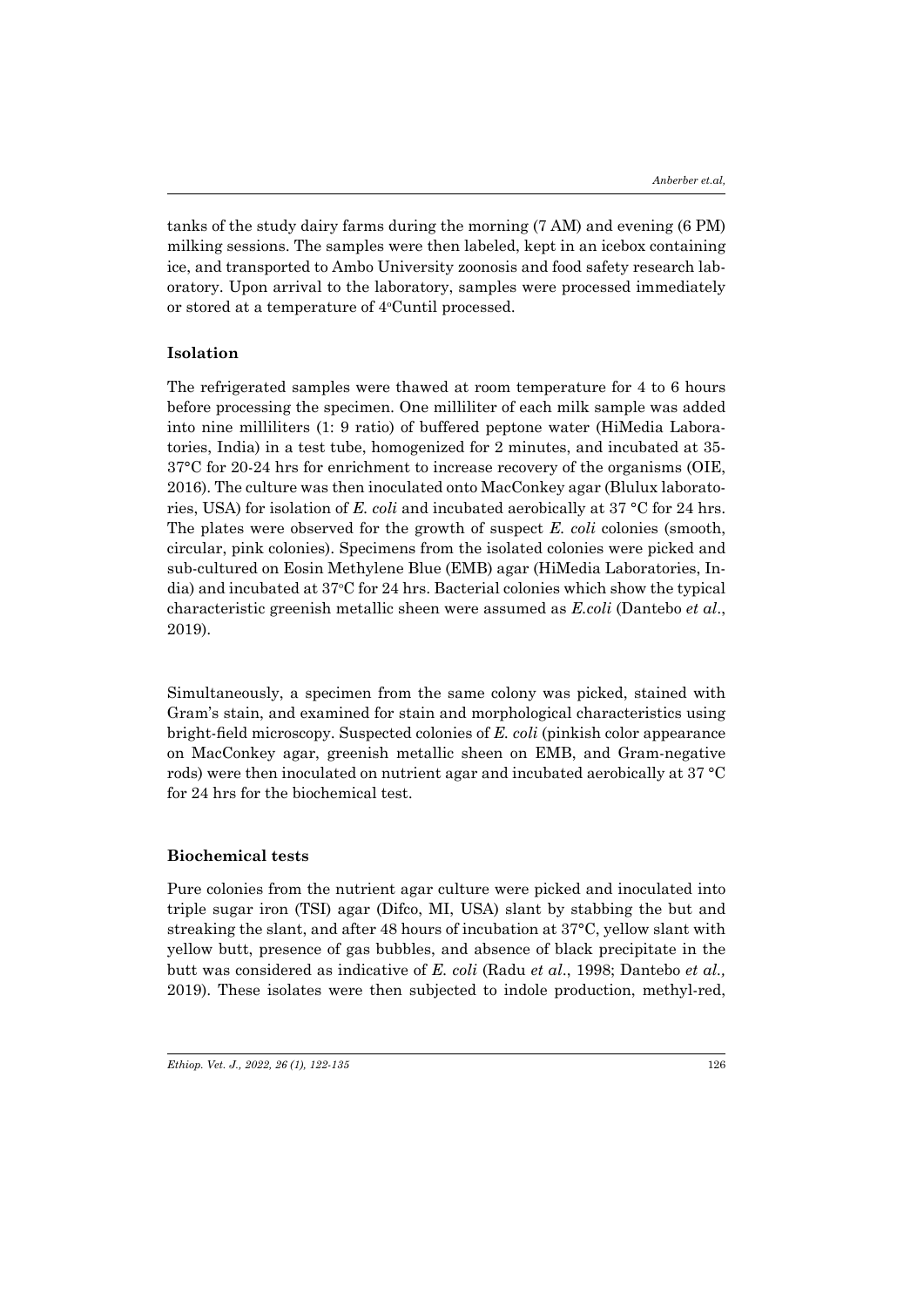tanks of the study dairy farms during the morning (7 AM) and evening (6 PM) milking sessions. The samples were then labeled, kept in an icebox containing ice, and transported to Ambo University zoonosis and food safety research laboratory. Upon arrival to the laboratory, samples were processed immediately or stored at a temperature of 4°Cuntil processed.

### Isolation

The refrigerated samples were thawed at room temperature for 4 to 6 hours before processing the specimen. One milliliter of each milk sample was added into nine milliliters (1: 9 ratio) of buffered peptone water (HiMedia Laboratories, India) in a test tube, homogenized for 2 minutes, and incubated at 35-37°C for 20-24 hrs for enrichment to increase recovery of the organisms (OIE, 2016). The culture was then inoculated onto MacConkey agar (Blulux laboratories, USA) for isolation of *E. coli* and incubated aerobically at 37 °C for 24 hrs. The plates were observed for the growth of suspect *E. coli* colonies (smooth, circular, pink colonies). Specimens from the isolated colonies were picked and sub-cultured on Eosin Methylene Blue (EMB) agar (HiMedia Laboratories, India) and incubated at 37°C for 24 hrs. Bacterial colonies which show the typical characteristic greenish metallic sheen were assumed as *E.coli* (Dantebo *et al*., 2019).

Simultaneously, a specimen from the same colony was picked, stained with Gram's stain, and examined for stain and morphological characteristics using bright-field microscopy. Suspected colonies of *E. coli* (pinkish color appearance on MacConkey agar, greenish metallic sheen on EMB, and Gram-negative rods) were then inoculated on nutrient agar and incubated aerobically at 37 °C for 24 hrs for the biochemical test.

### Biochemical tests

Pure colonies from the nutrient agar culture were picked and inoculated into triple sugar iron (TSI) agar (Difco, MI, USA) slant by stabbing the but and streaking the slant, and after 48 hours of incubation at 37°C, yellow slant with yellow butt, presence of gas bubbles, and absence of black precipitate in the butt was considered as indicative of *E. coli* (Radu *et al*., 1998; Dantebo *et al.,* 2019). These isolates were then subjected to indole production, methyl-red,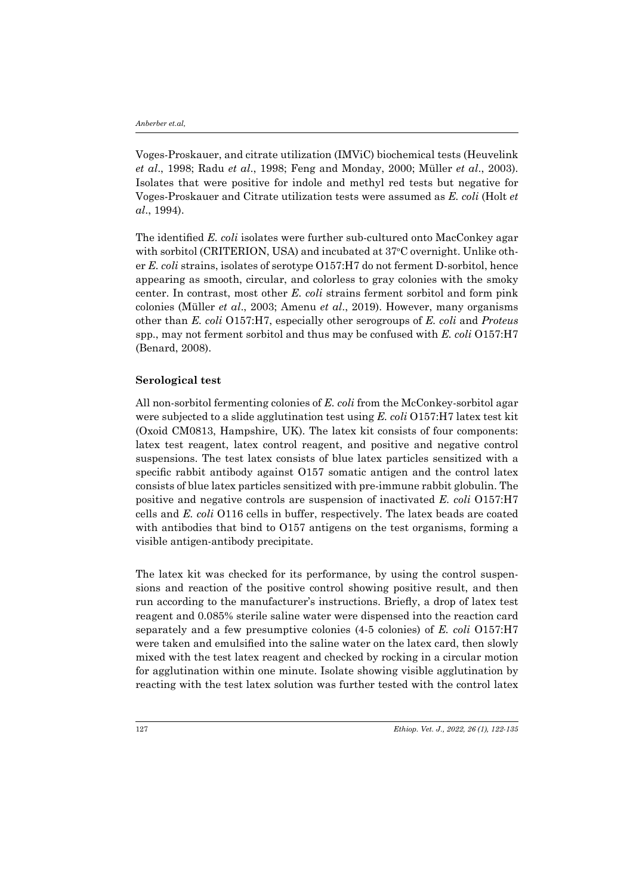Voges-Proskauer, and citrate utilization (IMViC) biochemical tests (Heuvelink *et al*., 1998; Radu *et al*., 1998; Feng and Monday, 2000; Müller *et al*., 2003). Isolates that were positive for indole and methyl red tests but negative for Voges-Proskauer and Citrate utilization tests were assumed as *E. coli* (Holt *et al*., 1994).

The identified *E. coli* isolates were further sub-cultured onto MacConkey agar with sorbitol (CRITERION, USA) and incubated at 37°C overnight. Unlike other *E. coli* strains, isolates of serotype O157:H7 do not ferment D-sorbitol, hence appearing as smooth, circular, and colorless to gray colonies with the smoky center. In contrast, most other *E. coli* strains ferment sorbitol and form pink colonies (Müller *et al*., 2003; Amenu *et al*., 2019). However, many organisms other than *E. coli* O157:H7, especially other serogroups of *E. coli* and *Proteus* spp., may not ferment sorbitol and thus may be confused with *E. coli* O157:H7 (Benard, 2008).

### Serological test

All non-sorbitol fermenting colonies of *E. coli* from the McConkey-sorbitol agar were subjected to a slide agglutination test using *E. coli* O157:H7 latex test kit (Oxoid CM0813, Hampshire, UK). The latex kit consists of four components: latex test reagent, latex control reagent, and positive and negative control suspensions. The test latex consists of blue latex particles sensitized with a specific rabbit antibody against O157 somatic antigen and the control latex consists of blue latex particles sensitized with pre-immune rabbit globulin. The positive and negative controls are suspension of inactivated *E. coli* O157:H7 cells and *E. coli* O116 cells in buffer, respectively. The latex beads are coated with antibodies that bind to O157 antigens on the test organisms, forming a visible antigen-antibody precipitate.

The latex kit was checked for its performance, by using the control suspensions and reaction of the positive control showing positive result, and then run according to the manufacturer's instructions. Briefly, a drop of latex test reagent and 0.085% sterile saline water were dispensed into the reaction card separately and a few presumptive colonies (4-5 colonies) of *E. coli* O157:H7 were taken and emulsified into the saline water on the latex card, then slowly mixed with the test latex reagent and checked by rocking in a circular motion for agglutination within one minute. Isolate showing visible agglutination by reacting with the test latex solution was further tested with the control latex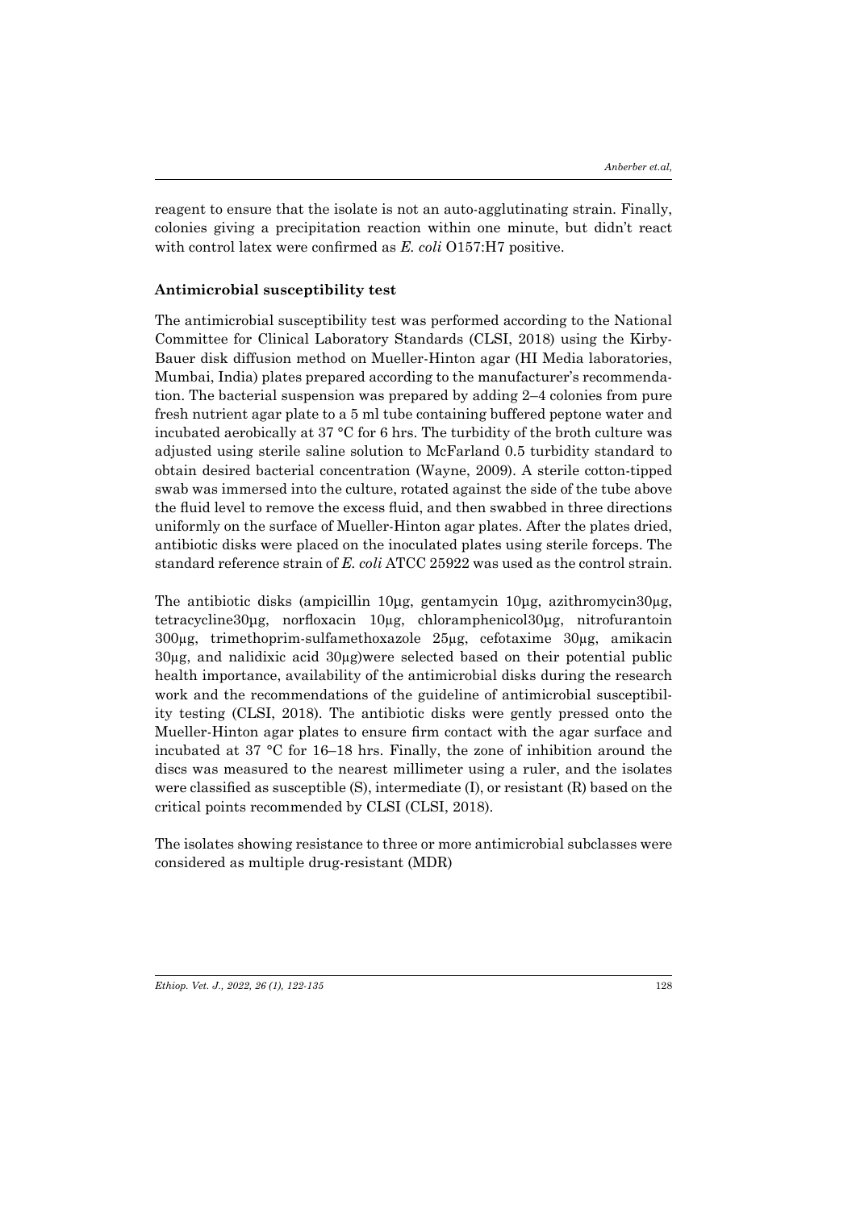reagent to ensure that the isolate is not an auto-agglutinating strain. Finally, colonies giving a precipitation reaction within one minute, but didn't react with control latex were confirmed as *E. coli* O157:H7 positive.

**Antimicrobial susceptibility test**

The antimicrobial susceptibility test was performed according to the National Committee for Clinical Laboratory Standards (CLSI, 2018) using the Kirby-Bauer disk diffusion method on Mueller-Hinton agar (HI Media laboratories, Mumbai, India) plates prepared according to the manufacturer's recommendation. The bacterial suspension was prepared by adding 2–4 colonies from pure fresh nutrient agar plate to a 5 ml tube containing buffered peptone water and incubated aerobically at 37 °C for 6 hrs. The turbidity of the broth culture was adjusted using sterile saline solution to McFarland 0.5 turbidity standard to obtain desired bacterial concentration (Wayne, 2009). A sterile cotton-tipped swab was immersed into the culture, rotated against the side of the tube above the fluid level to remove the excess fluid, and then swabbed in three directions uniformly on the surface of Mueller-Hinton agar plates. After the plates dried, antibiotic disks were placed on the inoculated plates using sterile forceps. The standard reference strain of *E. coli* ATCC 25922 was used as the control strain.

The antibiotic disks (ampicillin 10µg, gentamycin 10µg, azithromycin30µg, tetracycline30µg, norfloxacin 10µg, chloramphenicol30µg, nitrofurantoin 300µg, trimethoprim-sulfamethoxazole 25µg, cefotaxime 30µg, amikacin 30µg, and nalidixic acid 30µg)were selected based on their potential public health importance, availability of the antimicrobial disks during the research work and the recommendations of the guideline of antimicrobial susceptibility testing (CLSI, 2018). The antibiotic disks were gently pressed onto the Mueller-Hinton agar plates to ensure firm contact with the agar surface and incubated at 37 °C for 16–18 hrs. Finally, the zone of inhibition around the discs was measured to the nearest millimeter using a ruler, and the isolates were classified as susceptible (S), intermediate (I), or resistant (R) based on the critical points recommended by CLSI (CLSI, 2018).

The isolates showing resistance to three or more antimicrobial subclasses were considered as multiple drug-resistant (MDR)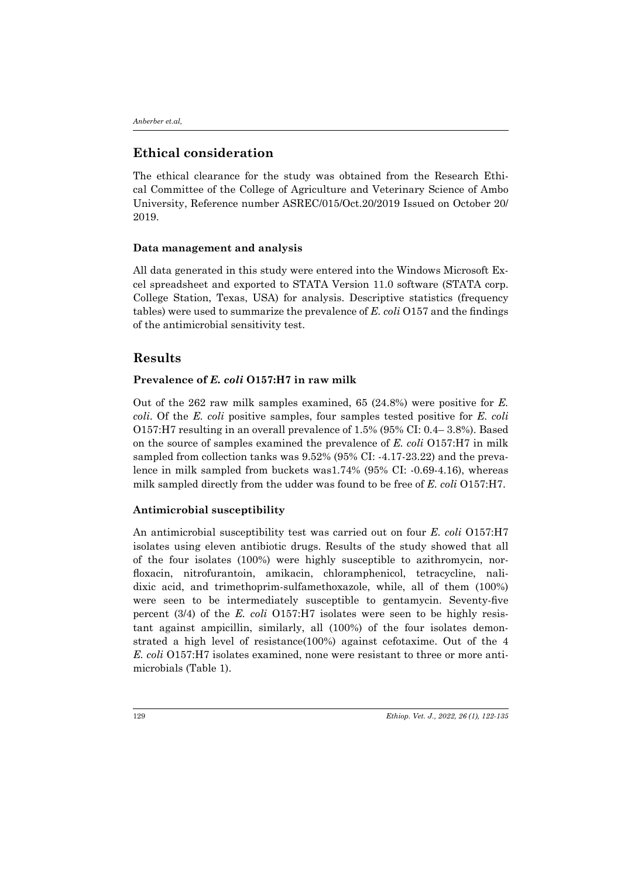## Ethical consideration

The ethical clearance for the study was obtained from the Research Ethical Committee of the College of Agriculture and Veterinary Science of Ambo University, Reference number ASREC/015/Oct.20/2019 Issued on October 20/ 2019.

### Data management and analysis

All data generated in this study were entered into the Windows Microsoft Excel spreadsheet and exported to STATA Version 11.0 software (STATA corp. College Station, Texas, USA) for analysis. Descriptive statistics (frequency tables) were used to summarize the prevalence of *E. coli* O157 and the findings of the antimicrobial sensitivity test.

## Results

### Prevalence of *E. coli* O157:H7 in raw milk

Out of the 262 raw milk samples examined, 65 (24.8%) were positive for *E. coli*. Of the *E. coli* positive samples, four samples tested positive for *E. coli* O157:H7 resulting in an overall prevalence of 1.5% (95% CI: 0.4– 3.8%). Based on the source of samples examined the prevalence of *E. coli* O157:H7 in milk sampled from collection tanks was 9.52% (95% CI: -4.17-23.22) and the prevalence in milk sampled from buckets was1.74% (95% CI: -0.69-4.16), whereas milk sampled directly from the udder was found to be free of *E. coli* O157:H7.

### Antimicrobial susceptibility

An antimicrobial susceptibility test was carried out on four *E. coli* O157:H7 isolates using eleven antibiotic drugs. Results of the study showed that all of the four isolates (100%) were highly susceptible to azithromycin, norfloxacin, nitrofurantoin, amikacin, chloramphenicol, tetracycline, nalidixic acid, and trimethoprim-sulfamethoxazole, while, all of them (100%) were seen to be intermediately susceptible to gentamycin. Seventy-five percent (3/4) of the *E. coli* O157:H7 isolates were seen to be highly resistant against ampicillin, similarly, all (100%) of the four isolates demonstrated a high level of resistance(100%) against cefotaxime. Out of the 4 *E. coli* O157:H7 isolates examined, none were resistant to three or more antimicrobials (Table 1).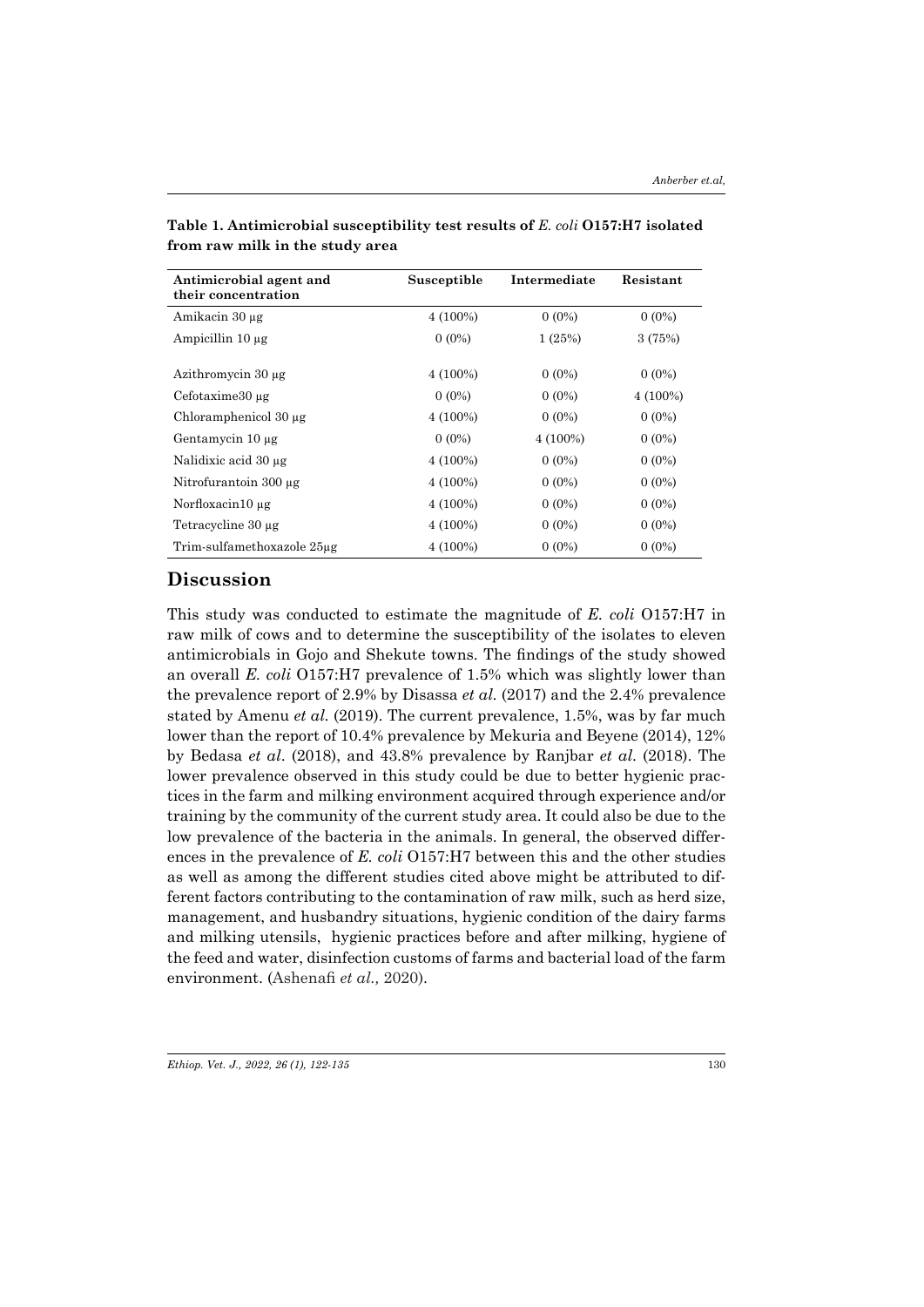**Table 1. Antimicrobial susceptibility test results of *E. coli* O157:H7 isolated from raw milk in the study area**

| Antimicrobial agent and their concentration | Susceptible | Intermediate | Resistant |
|---|---|---|---|
| Amikacin 30 μg | 4 (100%) | 0 (0%) | 0 (0%) |
| Ampicillin 10 μg | 0 (0%) | 1 (25%) | 3 (75%) |
| Azithromycin 30 μg | 4 (100%) | 0 (0%) | 0 (0%) |
| Cefotaxime30 μg | 0 (0%) | 0 (0%) | 4 (100%) |
| Chloramphenicol 30 μg | 4 (100%) | 0 (0%) | 0 (0%) |
| Gentamycin 10 μg | 0 (0%) | 4 (100%) | 0 (0%) |
| Nalidixic acid 30 μg | 4 (100%) | 0 (0%) | 0 (0%) |
| Nitrofurantoin 300 μg | 4 (100%) | 0 (0%) | 0 (0%) |
| Norfloxacin10 μg | 4 (100%) | 0 (0%) | 0 (0%) |
| Tetracycline 30 μg | 4 (100%) | 0 (0%) | 0 (0%) |
| Trim-sulfamethoxazole 25μg | 4 (100%) | 0 (0%) | 0 (0%) |

## Discussion

This study was conducted to estimate the magnitude of *E. coli* O157:H7 in raw milk of cows and to determine the susceptibility of the isolates to eleven antimicrobials in Gojo and Shekute towns. The findings of the study showed an overall *E. coli* O157:H7 prevalence of 1.5% which was slightly lower than the prevalence report of 2.9% by Disassa *et al.* (2017) and the 2.4% prevalence stated by Amenu *et al.* (2019). The current prevalence, 1.5%, was by far much lower than the report of 10.4% prevalence by Mekuria and Beyene (2014), 12% by Bedasa *et al*. (2018), and 43.8% prevalence by Ranjbar *et al*. (2018). The lower prevalence observed in this study could be due to better hygienic practices in the farm and milking environment acquired through experience and/or training by the community of the current study area. It could also be due to the low prevalence of the bacteria in the animals. In general, the observed differences in the prevalence of *E. coli* O157:H7 between this and the other studies as well as among the different studies cited above might be attributed to different factors contributing to the contamination of raw milk, such as herd size, management, and husbandry situations, hygienic condition of the dairy farms and milking utensils, hygienic practices before and after milking, hygiene of the feed and water, disinfection customs of farms and bacterial load of the farm environment. (Ashenafi *et al.,* 2020).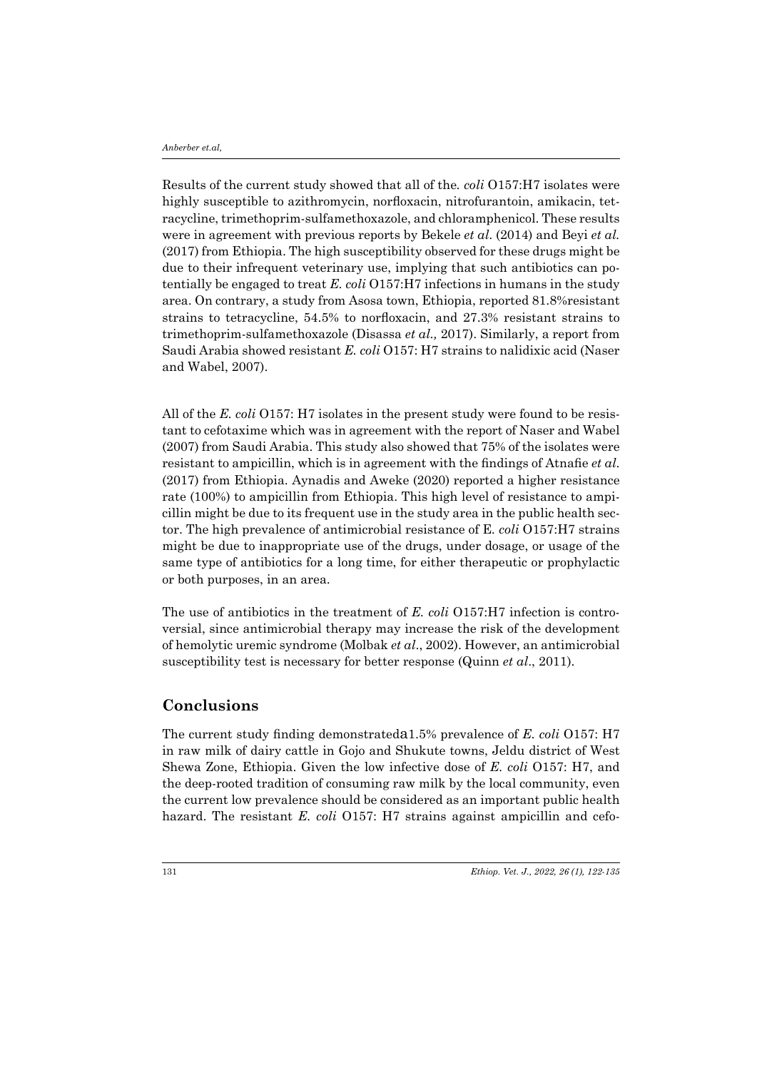Results of the current study showed that all of the*. coli* O157:H7 isolates were highly susceptible to azithromycin, norfloxacin, nitrofurantoin, amikacin, tetracycline, trimethoprim-sulfamethoxazole, and chloramphenicol. These results were in agreement with previous reports by Bekele *et al*. (2014) and Beyi *et al.* (2017) from Ethiopia. The high susceptibility observed for these drugs might be due to their infrequent veterinary use, implying that such antibiotics can potentially be engaged to treat *E. coli* O157:H7 infections in humans in the study area. On contrary, a study from Asosa town, Ethiopia, reported 81.8%resistant strains to tetracycline, 54.5% to norfloxacin, and 27.3% resistant strains to trimethoprim-sulfamethoxazole (Disassa *et al.,* 2017). Similarly, a report from Saudi Arabia showed resistant *E. coli* O157: H7 strains to nalidixic acid (Naser and Wabel, 2007).

All of the *E. coli* O157: H7 isolates in the present study were found to be resistant to cefotaxime which was in agreement with the report of Naser and Wabel (2007) from Saudi Arabia. This study also showed that 75% of the isolates were resistant to ampicillin, which is in agreement with the findings of Atnafie *et al*. (2017) from Ethiopia. Aynadis and Aweke (2020) reported a higher resistance rate (100%) to ampicillin from Ethiopia. This high level of resistance to ampicillin might be due to its frequent use in the study area in the public health sector. The high prevalence of antimicrobial resistance of E. *coli* O157:H7 strains might be due to inappropriate use of the drugs, under dosage, or usage of the same type of antibiotics for a long time, for either therapeutic or prophylactic or both purposes, in an area.

The use of antibiotics in the treatment of *E. coli* O157:H7 infection is controversial, since antimicrobial therapy may increase the risk of the development of hemolytic uremic syndrome (Molbak *et al*., 2002). However, an antimicrobial susceptibility test is necessary for better response (Quinn *et al*., 2011).

## Conclusions

The current study finding demonstrateda1.5% prevalence of *E. coli* O157: H7 in raw milk of dairy cattle in Gojo and Shukute towns, Jeldu district of West Shewa Zone, Ethiopia. Given the low infective dose of *E. coli* O157: H7, and the deep-rooted tradition of consuming raw milk by the local community, even the current low prevalence should be considered as an important public health hazard. The resistant *E. coli* O157: H7 strains against ampicillin and cefo-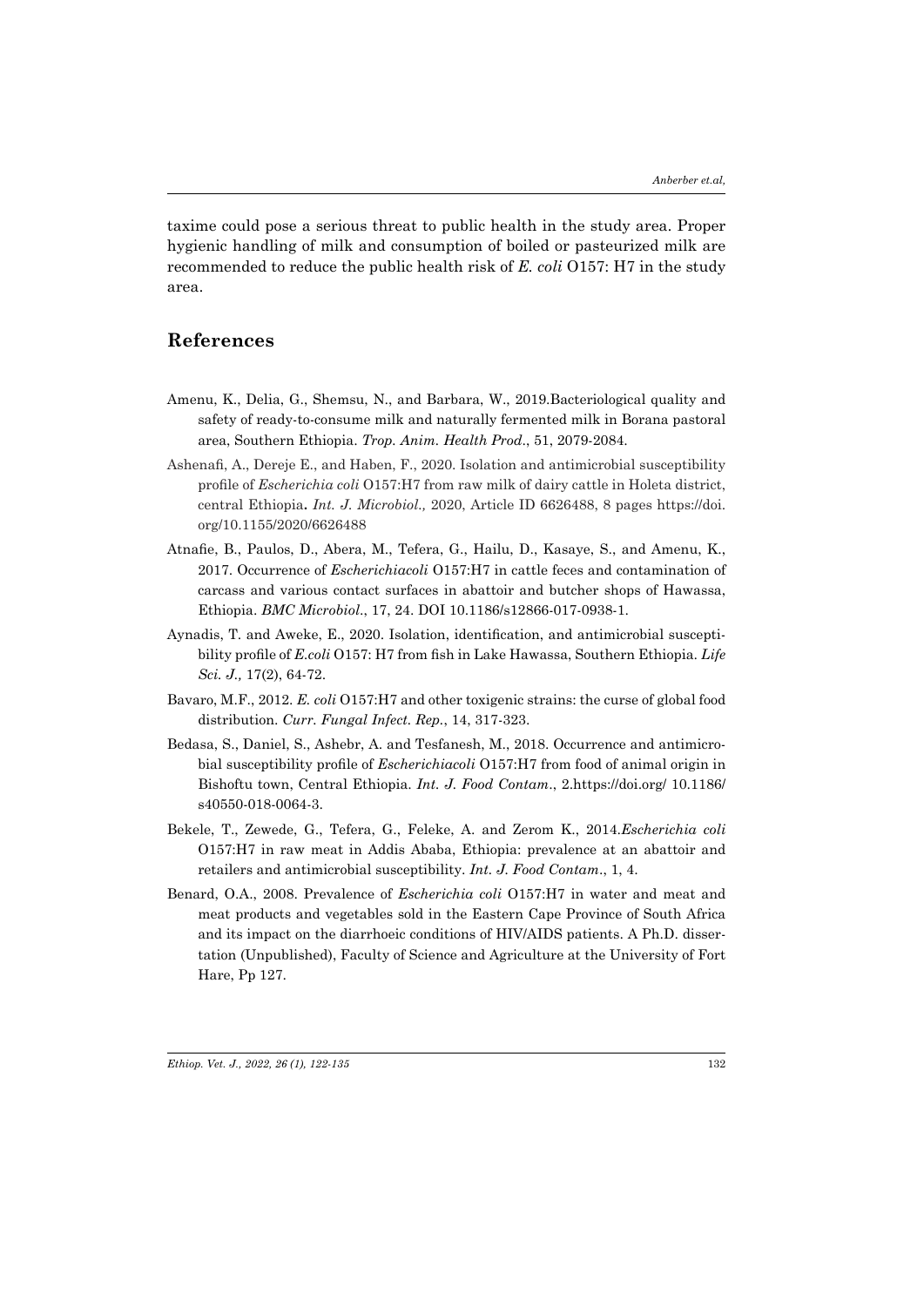taxime could pose a serious threat to public health in the study area. Proper hygienic handling of milk and consumption of boiled or pasteurized milk are recommended to reduce the public health risk of *E. coli* O157: H7 in the study area.

## References

Amenu, K., Delia, G., Shemsu, N., and Barbara, W., 2019.Bacteriological quality and safety of ready-to-consume milk and naturally fermented milk in Borana pastoral area, Southern Ethiopia. *Trop. Anim. Health Prod*., 51, 2079-2084.

Ashenafi, A., Dereje E., and Haben, F., 2020. Isolation and antimicrobial susceptibility profile of *Escherichia coli* O157:H7 from raw milk of dairy cattle in Holeta district, central Ethiopia**.** *Int. J. Microbiol.,* 2020, Article ID 6626488, 8 pages https://doi.org/10.1155/2020/6626488

Atnafie, B., Paulos, D., Abera, M., Tefera, G., Hailu, D., Kasaye, S., and Amenu, K., 2017. Occurrence of *Escherichiacoli* O157:H7 in cattle feces and contamination of carcass and various contact surfaces in abattoir and butcher shops of Hawassa, Ethiopia. *BMC Microbiol*., 17, 24. DOI 10.1186/s12866-017-0938-1.

Aynadis, T. and Aweke, E., 2020. Isolation, identification, and antimicrobial susceptibility profile of *E.coli* O157: H7 from fish in Lake Hawassa, Southern Ethiopia. *Life Sci. J.,* 17(2), 64-72.

Bavaro, M.F., 2012. *E. coli* O157:H7 and other toxigenic strains: the curse of global food distribution. *Curr. Fungal Infect. Rep*., 14, 317-323.

Bedasa, S., Daniel, S., Ashebr, A. and Tesfanesh, M., 2018. Occurrence and antimicrobial susceptibility profile of *Escherichiacoli* O157:H7 from food of animal origin in Bishoftu town, Central Ethiopia. *Int. J. Food Contam*., 2.https://doi.org/ 10.1186/s40550-018-0064-3.

Bekele, T., Zewede, G., Tefera, G., Feleke, A. and Zerom K., 2014.*Escherichia coli* O157:H7 in raw meat in Addis Ababa, Ethiopia: prevalence at an abattoir and retailers and antimicrobial susceptibility. *Int. J. Food Contam*., 1, 4.

Benard, O.A., 2008. Prevalence of *Escherichia coli* O157:H7 in water and meat and meat products and vegetables sold in the Eastern Cape Province of South Africa and its impact on the diarrhoeic conditions of HIV/AIDS patients. A Ph.D. dissertation (Unpublished), Faculty of Science and Agriculture at the University of Fort Hare, Pp 127.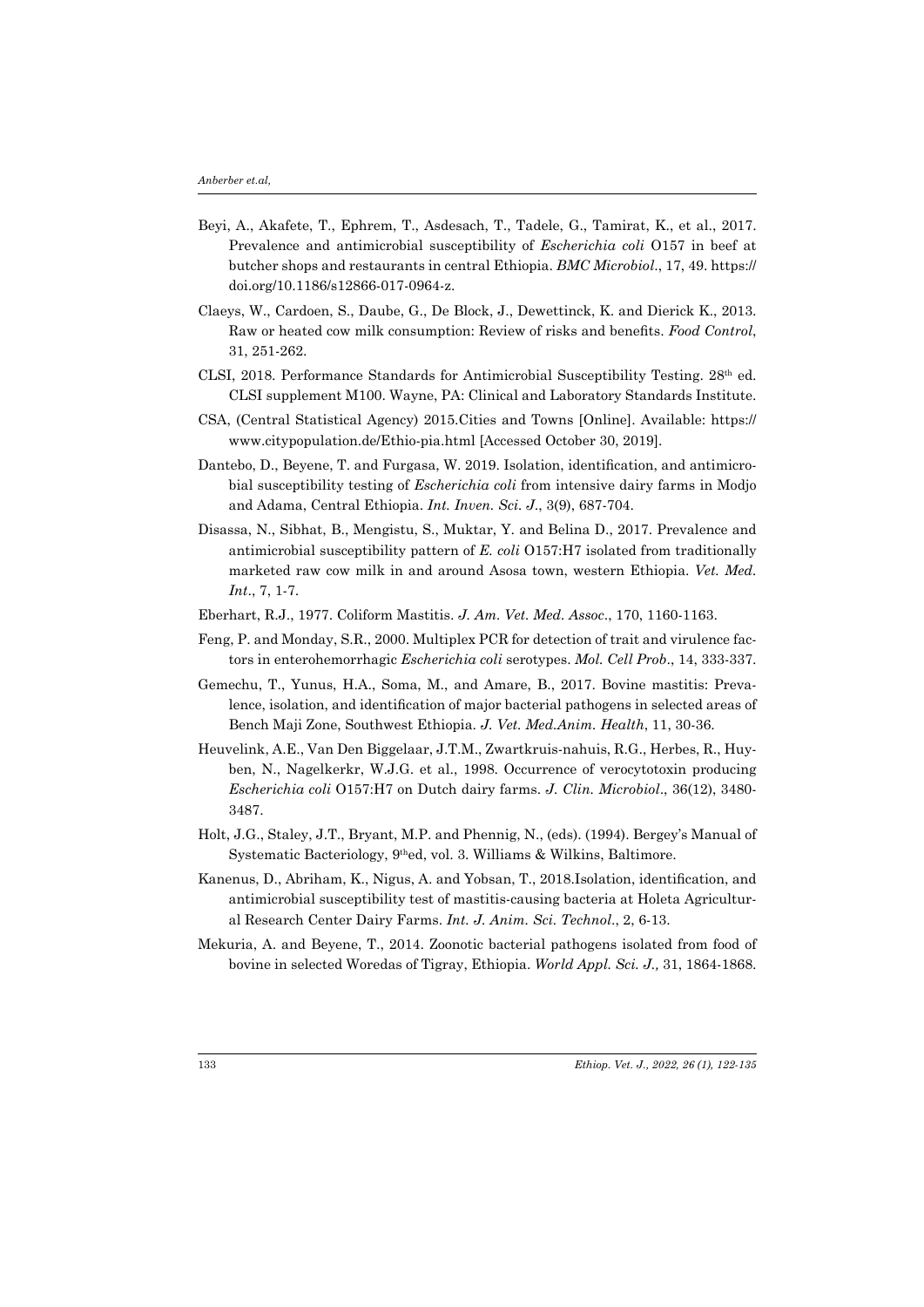Beyi, A., Akafete, T., Ephrem, T., Asdesach, T., Tadele, G., Tamirat, K., et al., 2017. Prevalence and antimicrobial susceptibility of *Escherichia coli* O157 in beef at butcher shops and restaurants in central Ethiopia. *BMC Microbiol*., 17, 49. https://doi.org/10.1186/s12866-017-0964-z.

Claeys, W., Cardoen, S., Daube, G., De Block, J., Dewettinck, K. and Dierick K., 2013. Raw or heated cow milk consumption: Review of risks and benefits. *Food Control*, 31, 251-262.

CLSI, 2018. Performance Standards for Antimicrobial Susceptibility Testing. 28th ed. CLSI supplement M100. Wayne, PA: Clinical and Laboratory Standards Institute.

CSA, (Central Statistical Agency) 2015.Cities and Towns [Online]. Available: https://www.citypopulation.de/Ethio-pia.html [Accessed October 30, 2019].

Dantebo, D., Beyene, T. and Furgasa, W. 2019. Isolation, identification, and antimicrobial susceptibility testing of *Escherichia coli* from intensive dairy farms in Modjo and Adama, Central Ethiopia. *Int. Inven. Sci. J*., 3(9), 687-704.

Disassa, N., Sibhat, B., Mengistu, S., Muktar, Y. and Belina D., 2017. Prevalence and antimicrobial susceptibility pattern of *E. coli* O157:H7 isolated from traditionally marketed raw cow milk in and around Asosa town, western Ethiopia. *Vet. Med. Int*., 7, 1-7.

Eberhart, R.J., 1977. Coliform Mastitis. *J. Am. Vet. Med. Assoc*., 170, 1160-1163.

Feng, P. and Monday, S.R., 2000. Multiplex PCR for detection of trait and virulence factors in enterohemorrhagic *Escherichia coli* serotypes. *Mol. Cell Prob*., 14, 333-337.

Gemechu, T., Yunus, H.A., Soma, M., and Amare, B., 2017. Bovine mastitis: Prevalence, isolation, and identification of major bacterial pathogens in selected areas of Bench Maji Zone, Southwest Ethiopia. *J. Vet. Med.Anim. Health*, 11, 30-36.

Heuvelink, A.E., Van Den Biggelaar, J.T.M., Zwartkruis-nahuis, R.G., Herbes, R., Huyben, N., Nagelkerkr, W.J.G. et al., 1998. Occurrence of verocytotoxin producing *Escherichia coli* O157:H7 on Dutch dairy farms. *J. Clin. Microbiol*., 36(12), 3480-3487.

Holt, J.G., Staley, J.T., Bryant, M.P. and Phennig, N., (eds). (1994). Bergey's Manual of Systematic Bacteriology, 9thed, vol. 3. Williams & Wilkins, Baltimore.

Kanenus, D., Abriham, K., Nigus, A. and Yobsan, T., 2018.Isolation, identification, and antimicrobial susceptibility test of mastitis-causing bacteria at Holeta Agricultural Research Center Dairy Farms. *Int. J. Anim. Sci. Technol*., 2, 6-13.

Mekuria, A. and Beyene, T., 2014. Zoonotic bacterial pathogens isolated from food of bovine in selected Woredas of Tigray, Ethiopia. *World Appl. Sci. J.,* 31, 1864-1868.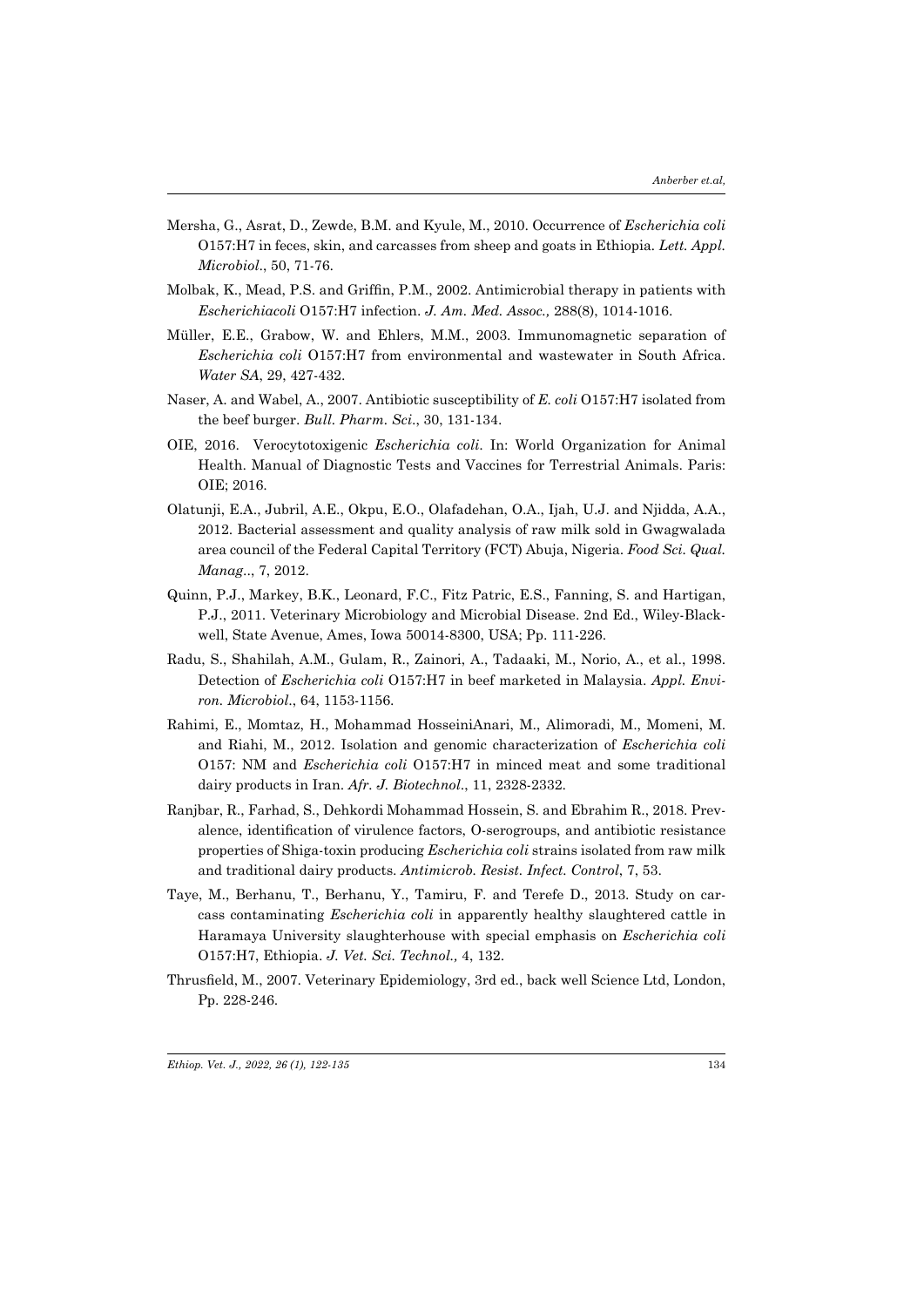Mersha, G., Asrat, D., Zewde, B.M. and Kyule, M., 2010. Occurrence of *Escherichia coli* O157:H7 in feces, skin, and carcasses from sheep and goats in Ethiopia. *Lett. Appl. Microbiol.*, 50, 71-76.

Molbak, K., Mead, P.S. and Griffin, P.M., 2002. Antimicrobial therapy in patients with *Escherichiacoli* O157:H7 infection. *J. Am. Med. Assoc.,* 288(8), 1014-1016.

Müller, E.E., Grabow, W. and Ehlers, M.M., 2003. Immunomagnetic separation of *Escherichia coli* O157:H7 from environmental and wastewater in South Africa. *Water SA*, 29, 427-432.

Naser, A. and Wabel, A., 2007. Antibiotic susceptibility of *E. coli* O157:H7 isolated from the beef burger. *Bull. Pharm. Sci.*, 30, 131-134.

OIE, 2016. Verocytotoxigenic *Escherichia coli*. In: World Organization for Animal Health. Manual of Diagnostic Tests and Vaccines for Terrestrial Animals. Paris: OIE; 2016.

Olatunji, E.A., Jubril, A.E., Okpu, E.O., Olafadehan, O.A., Ijah, U.J. and Njidda, A.A., 2012. Bacterial assessment and quality analysis of raw milk sold in Gwagwalada area council of the Federal Capital Territory (FCT) Abuja, Nigeria. *Food Sci. Qual. Manag..*, 7, 2012.

Quinn, P.J., Markey, B.K., Leonard, F.C., Fitz Patric, E.S., Fanning, S. and Hartigan, P.J., 2011. Veterinary Microbiology and Microbial Disease. 2nd Ed., Wiley-Blackwell, State Avenue, Ames, Iowa 50014-8300, USA; Pp. 111-226.

Radu, S., Shahilah, A.M., Gulam, R., Zainori, A., Tadaaki, M., Norio, A., et al., 1998. Detection of *Escherichia coli* O157:H7 in beef marketed in Malaysia. *Appl. Environ. Microbiol.*, 64, 1153-1156.

Rahimi, E., Momtaz, H., Mohammad HosseiniAnari, M., Alimoradi, M., Momeni, M. and Riahi, M., 2012. Isolation and genomic characterization of *Escherichia coli* O157: NM and *Escherichia coli* O157:H7 in minced meat and some traditional dairy products in Iran. *Afr. J. Biotechnol.*, 11, 2328-2332.

Ranjbar, R., Farhad, S., Dehkordi Mohammad Hossein, S. and Ebrahim R., 2018. Prevalence, identification of virulence factors, O-serogroups, and antibiotic resistance properties of Shiga-toxin producing *Escherichia coli* strains isolated from raw milk and traditional dairy products. *Antimicrob. Resist. Infect. Control*, 7, 53.

Taye, M., Berhanu, T., Berhanu, Y., Tamiru, F. and Terefe D., 2013. Study on carcass contaminating *Escherichia coli* in apparently healthy slaughtered cattle in Haramaya University slaughterhouse with special emphasis on *Escherichia coli* O157:H7, Ethiopia. *J. Vet. Sci. Technol.,* 4, 132.

Thrusfield, M., 2007. Veterinary Epidemiology, 3rd ed., back well Science Ltd, London, Pp. 228-246.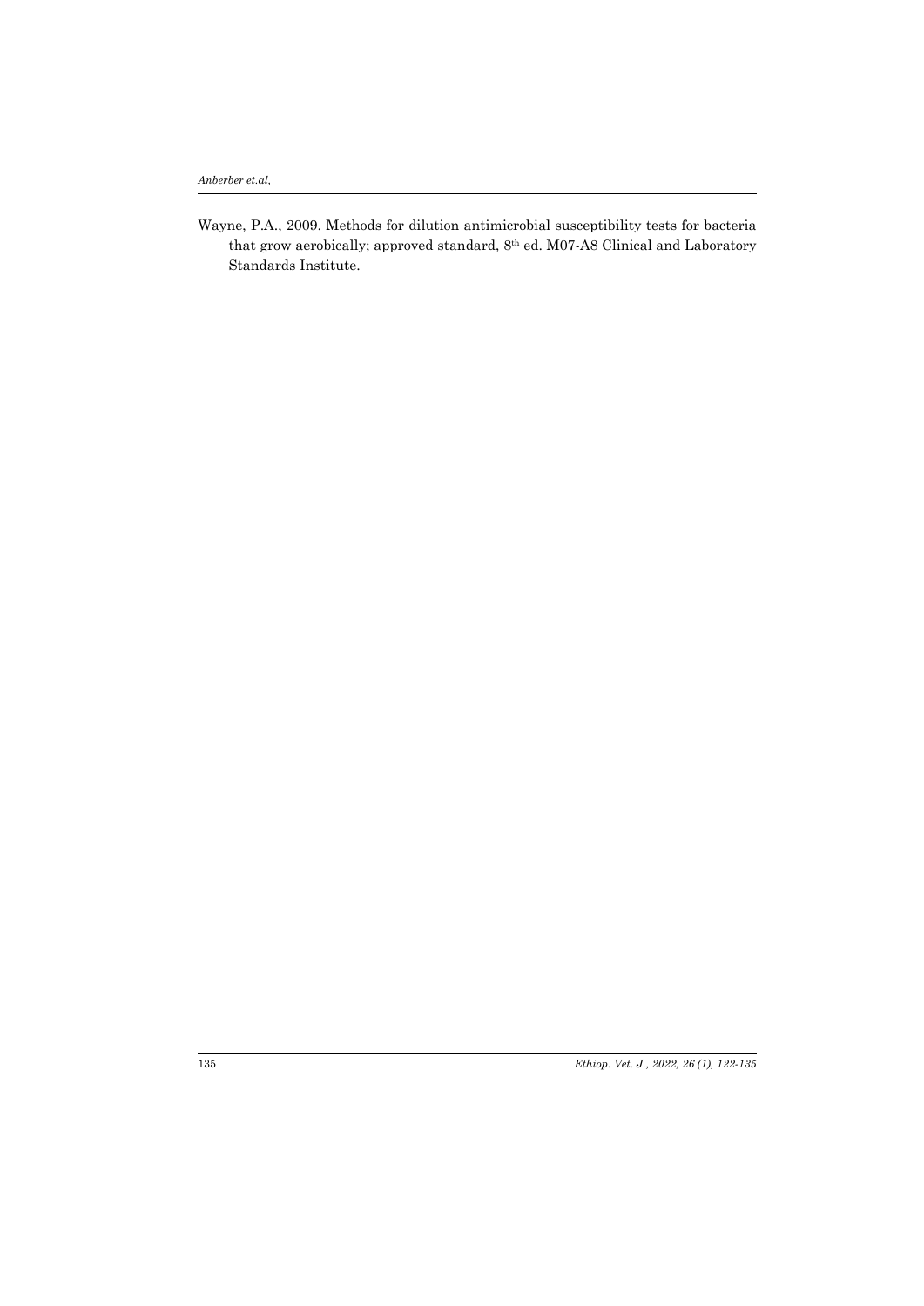Wayne, P.A., 2009. Methods for dilution antimicrobial susceptibility tests for bacteria that grow aerobically; approved standard, 8th ed. M07-A8 Clinical and Laboratory Standards Institute.